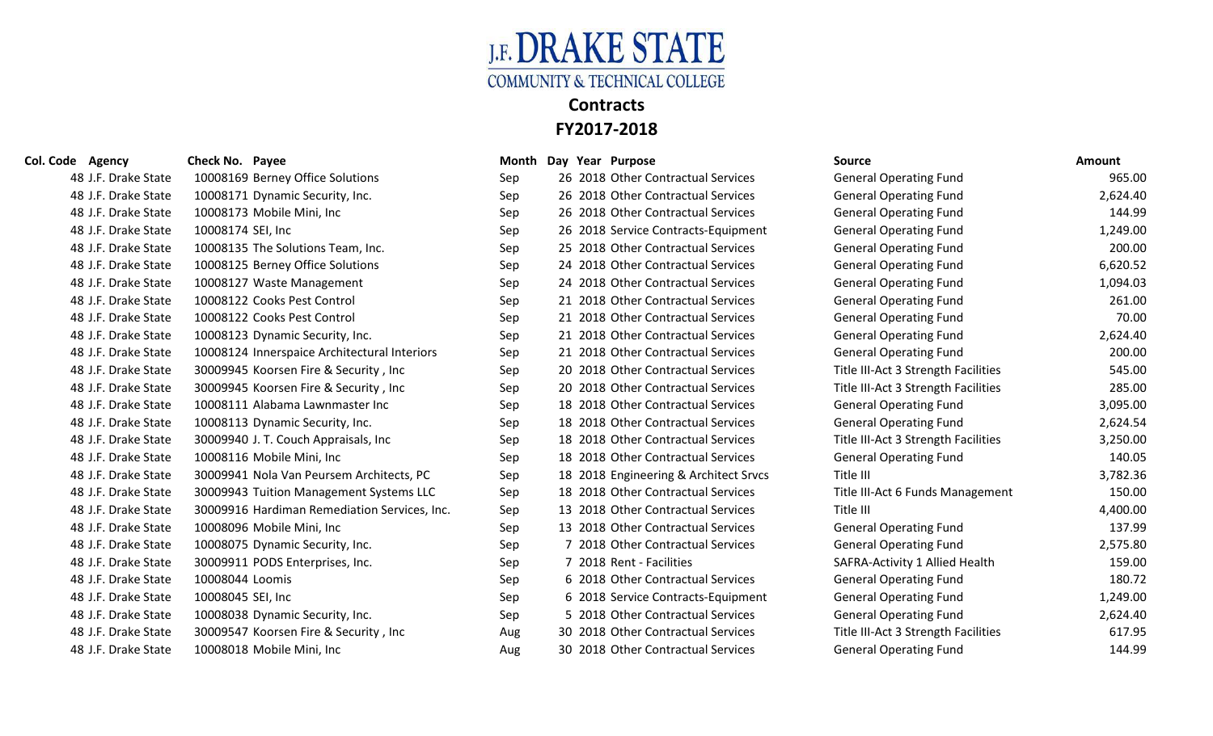# J.F. DRAKE STATE COMMUNITY & TECHNICAL COLLEGE

## Contracts

## FY2017-2018

| Col. Code | Agency | Check No. | Payee | Month | Day | Year | Purpose | Source | Amount |
|---|---|---|---|---|---|---|---|---|---|
| 48 | J.F. Drake State | 10008169 | Berney Office Solutions | Sep | 26 | 2018 | Other Contractual Services | General Operating Fund | 965.00 |
| 48 | J.F. Drake State | 10008171 | Dynamic Security, Inc. | Sep | 26 | 2018 | Other Contractual Services | General Operating Fund | 2,624.40 |
| 48 | J.F. Drake State | 10008173 | Mobile Mini, Inc | Sep | 26 | 2018 | Other Contractual Services | General Operating Fund | 144.99 |
| 48 | J.F. Drake State | 10008174 | SEI, Inc | Sep | 26 | 2018 | Service Contracts-Equipment | General Operating Fund | 1,249.00 |
| 48 | J.F. Drake State | 10008135 | The Solutions Team, Inc. | Sep | 25 | 2018 | Other Contractual Services | General Operating Fund | 200.00 |
| 48 | J.F. Drake State | 10008125 | Berney Office Solutions | Sep | 24 | 2018 | Other Contractual Services | General Operating Fund | 6,620.52 |
| 48 | J.F. Drake State | 10008127 | Waste Management | Sep | 24 | 2018 | Other Contractual Services | General Operating Fund | 1,094.03 |
| 48 | J.F. Drake State | 10008122 | Cooks Pest Control | Sep | 21 | 2018 | Other Contractual Services | General Operating Fund | 261.00 |
| 48 | J.F. Drake State | 10008122 | Cooks Pest Control | Sep | 21 | 2018 | Other Contractual Services | General Operating Fund | 70.00 |
| 48 | J.F. Drake State | 10008123 | Dynamic Security, Inc. | Sep | 21 | 2018 | Other Contractual Services | General Operating Fund | 2,624.40 |
| 48 | J.F. Drake State | 10008124 | Innerspaice Architectural Interiors | Sep | 21 | 2018 | Other Contractual Services | General Operating Fund | 200.00 |
| 48 | J.F. Drake State | 30009945 | Koorsen Fire & Security , Inc | Sep | 20 | 2018 | Other Contractual Services | Title III-Act 3 Strength Facilities | 545.00 |
| 48 | J.F. Drake State | 30009945 | Koorsen Fire & Security , Inc | Sep | 20 | 2018 | Other Contractual Services | Title III-Act 3 Strength Facilities | 285.00 |
| 48 | J.F. Drake State | 10008111 | Alabama Lawnmaster Inc | Sep | 18 | 2018 | Other Contractual Services | General Operating Fund | 3,095.00 |
| 48 | J.F. Drake State | 10008113 | Dynamic Security, Inc. | Sep | 18 | 2018 | Other Contractual Services | General Operating Fund | 2,624.54 |
| 48 | J.F. Drake State | 30009940 | J. T. Couch Appraisals, Inc | Sep | 18 | 2018 | Other Contractual Services | Title III-Act 3 Strength Facilities | 3,250.00 |
| 48 | J.F. Drake State | 10008116 | Mobile Mini, Inc | Sep | 18 | 2018 | Other Contractual Services | General Operating Fund | 140.05 |
| 48 | J.F. Drake State | 30009941 | Nola Van Peursem Architects, PC | Sep | 18 | 2018 | Engineering & Architect Srvcs | Title III | 3,782.36 |
| 48 | J.F. Drake State | 30009943 | Tuition Management Systems LLC | Sep | 18 | 2018 | Other Contractual Services | Title III-Act 6 Funds Management | 150.00 |
| 48 | J.F. Drake State | 30009916 | Hardiman Remediation Services, Inc. | Sep | 13 | 2018 | Other Contractual Services | Title III | 4,400.00 |
| 48 | J.F. Drake State | 10008096 | Mobile Mini, Inc | Sep | 13 | 2018 | Other Contractual Services | General Operating Fund | 137.99 |
| 48 | J.F. Drake State | 10008075 | Dynamic Security, Inc. | Sep | 7 | 2018 | Other Contractual Services | General Operating Fund | 2,575.80 |
| 48 | J.F. Drake State | 30009911 | PODS Enterprises, Inc. | Sep | 7 | 2018 | Rent - Facilities | SAFRA-Activity 1 Allied Health | 159.00 |
| 48 | J.F. Drake State | 10008044 | Loomis | Sep | 6 | 2018 | Other Contractual Services | General Operating Fund | 180.72 |
| 48 | J.F. Drake State | 10008045 | SEI, Inc | Sep | 6 | 2018 | Service Contracts-Equipment | General Operating Fund | 1,249.00 |
| 48 | J.F. Drake State | 10008038 | Dynamic Security, Inc. | Sep | 5 | 2018 | Other Contractual Services | General Operating Fund | 2,624.40 |
| 48 | J.F. Drake State | 30009547 | Koorsen Fire & Security , Inc | Aug | 30 | 2018 | Other Contractual Services | Title III-Act 3 Strength Facilities | 617.95 |
| 48 | J.F. Drake State | 10008018 | Mobile Mini, Inc | Aug | 30 | 2018 | Other Contractual Services | General Operating Fund | 144.99 |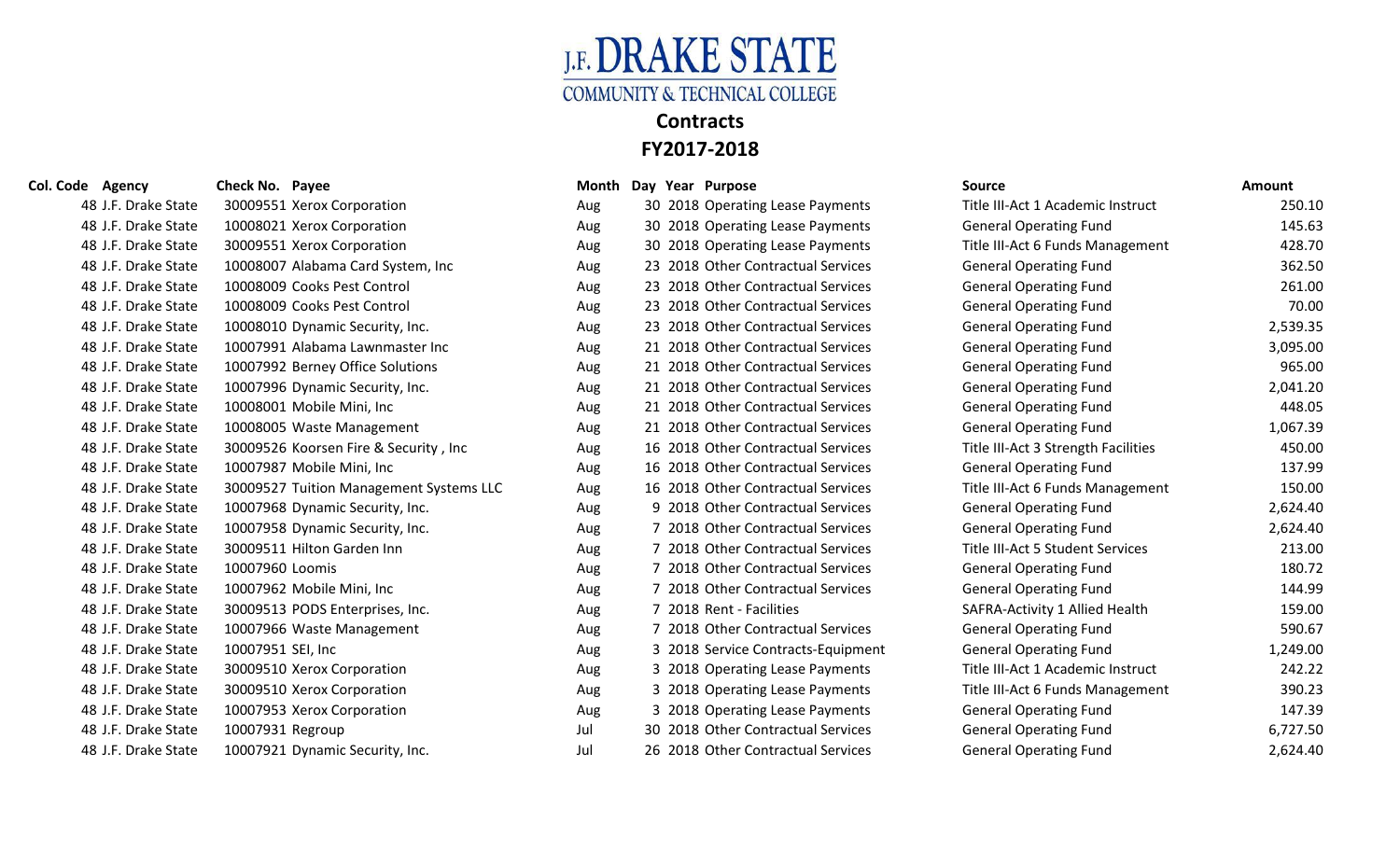# J.F. DRAKE STATE
## COMMUNITY & TECHNICAL COLLEGE

## Contracts
## FY2017-2018

| Col. Code | Agency | Check No. | Payee | Month | Day | Year | Purpose | Source | Amount |
|---|---|---|---|---|---|---|---|---|---|
| 48 | J.F. Drake State | 30009551 | Xerox Corporation | Aug | 30 | 2018 | Operating Lease Payments | Title III-Act 1 Academic Instruct | 250.10 |
| 48 | J.F. Drake State | 10008021 | Xerox Corporation | Aug | 30 | 2018 | Operating Lease Payments | General Operating Fund | 145.63 |
| 48 | J.F. Drake State | 30009551 | Xerox Corporation | Aug | 30 | 2018 | Operating Lease Payments | Title III-Act 6 Funds Management | 428.70 |
| 48 | J.F. Drake State | 10008007 | Alabama Card System, Inc | Aug | 23 | 2018 | Other Contractual Services | General Operating Fund | 362.50 |
| 48 | J.F. Drake State | 10008009 | Cooks Pest Control | Aug | 23 | 2018 | Other Contractual Services | General Operating Fund | 261.00 |
| 48 | J.F. Drake State | 10008009 | Cooks Pest Control | Aug | 23 | 2018 | Other Contractual Services | General Operating Fund | 70.00 |
| 48 | J.F. Drake State | 10008010 | Dynamic Security, Inc. | Aug | 23 | 2018 | Other Contractual Services | General Operating Fund | 2,539.35 |
| 48 | J.F. Drake State | 10007991 | Alabama Lawnmaster Inc | Aug | 21 | 2018 | Other Contractual Services | General Operating Fund | 3,095.00 |
| 48 | J.F. Drake State | 10007992 | Berney Office Solutions | Aug | 21 | 2018 | Other Contractual Services | General Operating Fund | 965.00 |
| 48 | J.F. Drake State | 10007996 | Dynamic Security, Inc. | Aug | 21 | 2018 | Other Contractual Services | General Operating Fund | 2,041.20 |
| 48 | J.F. Drake State | 10008001 | Mobile Mini, Inc | Aug | 21 | 2018 | Other Contractual Services | General Operating Fund | 448.05 |
| 48 | J.F. Drake State | 10008005 | Waste Management | Aug | 21 | 2018 | Other Contractual Services | General Operating Fund | 1,067.39 |
| 48 | J.F. Drake State | 30009526 | Koorsen Fire & Security , Inc | Aug | 16 | 2018 | Other Contractual Services | Title III-Act 3 Strength Facilities | 450.00 |
| 48 | J.F. Drake State | 10007987 | Mobile Mini, Inc | Aug | 16 | 2018 | Other Contractual Services | General Operating Fund | 137.99 |
| 48 | J.F. Drake State | 30009527 | Tuition Management Systems LLC | Aug | 16 | 2018 | Other Contractual Services | Title III-Act 6 Funds Management | 150.00 |
| 48 | J.F. Drake State | 10007968 | Dynamic Security, Inc. | Aug | 9 | 2018 | Other Contractual Services | General Operating Fund | 2,624.40 |
| 48 | J.F. Drake State | 10007958 | Dynamic Security, Inc. | Aug | 7 | 2018 | Other Contractual Services | General Operating Fund | 2,624.40 |
| 48 | J.F. Drake State | 30009511 | Hilton Garden Inn | Aug | 7 | 2018 | Other Contractual Services | Title III-Act 5 Student Services | 213.00 |
| 48 | J.F. Drake State | 10007960 | Loomis | Aug | 7 | 2018 | Other Contractual Services | General Operating Fund | 180.72 |
| 48 | J.F. Drake State | 10007962 | Mobile Mini, Inc | Aug | 7 | 2018 | Other Contractual Services | General Operating Fund | 144.99 |
| 48 | J.F. Drake State | 30009513 | PODS Enterprises, Inc. | Aug | 7 | 2018 | Rent - Facilities | SAFRA-Activity 1 Allied Health | 159.00 |
| 48 | J.F. Drake State | 10007966 | Waste Management | Aug | 7 | 2018 | Other Contractual Services | General Operating Fund | 590.67 |
| 48 | J.F. Drake State | 10007951 | SEI, Inc | Aug | 3 | 2018 | Service Contracts-Equipment | General Operating Fund | 1,249.00 |
| 48 | J.F. Drake State | 30009510 | Xerox Corporation | Aug | 3 | 2018 | Operating Lease Payments | Title III-Act 1 Academic Instruct | 242.22 |
| 48 | J.F. Drake State | 30009510 | Xerox Corporation | Aug | 3 | 2018 | Operating Lease Payments | Title III-Act 6 Funds Management | 390.23 |
| 48 | J.F. Drake State | 10007953 | Xerox Corporation | Aug | 3 | 2018 | Operating Lease Payments | General Operating Fund | 147.39 |
| 48 | J.F. Drake State | 10007931 | Regroup | Jul | 30 | 2018 | Other Contractual Services | General Operating Fund | 6,727.50 |
| 48 | J.F. Drake State | 10007921 | Dynamic Security, Inc. | Jul | 26 | 2018 | Other Contractual Services | General Operating Fund | 2,624.40 |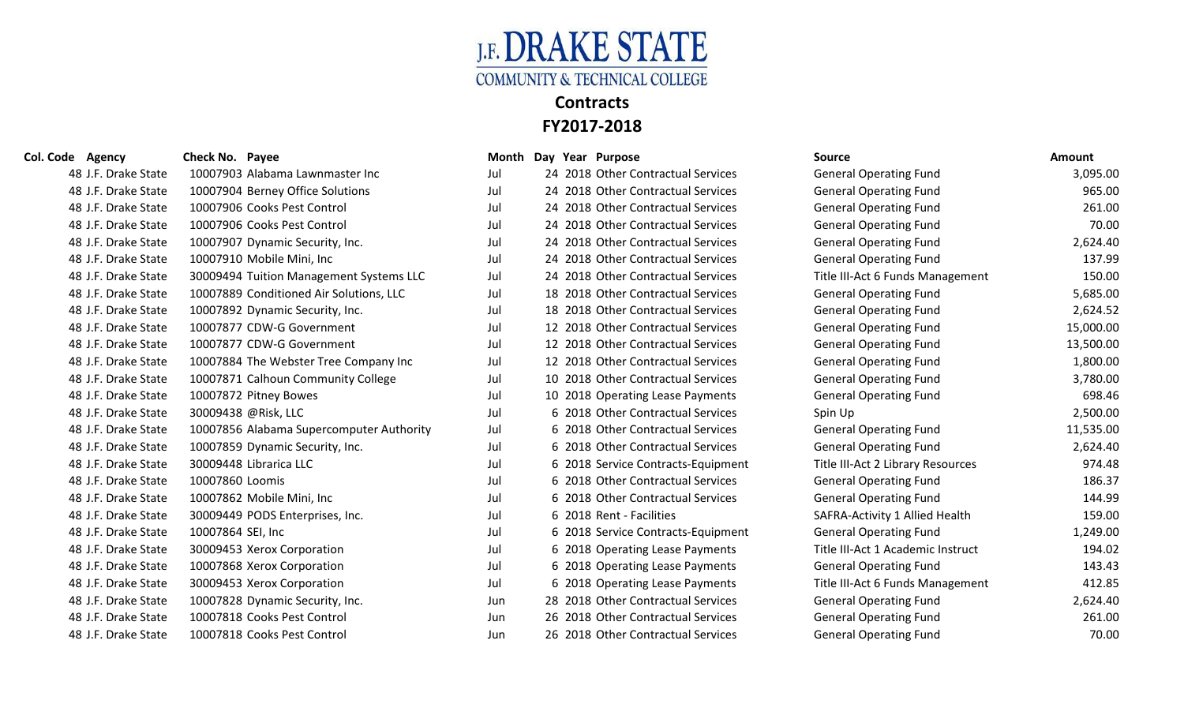# J.F. DRAKE STATE
## COMMUNITY & TECHNICAL COLLEGE

## Contracts
## FY2017-2018

| Col. Code | Agency | Check No. | Payee | Month | Day | Year | Purpose | Source | Amount |
|---|---|---|---|---|---|---|---|---|---|
| 48 | J.F. Drake State | 10007903 | Alabama Lawnmaster Inc | Jul | 24 | 2018 | Other Contractual Services | General Operating Fund | 3,095.00 |
| 48 | J.F. Drake State | 10007904 | Berney Office Solutions | Jul | 24 | 2018 | Other Contractual Services | General Operating Fund | 965.00 |
| 48 | J.F. Drake State | 10007906 | Cooks Pest Control | Jul | 24 | 2018 | Other Contractual Services | General Operating Fund | 261.00 |
| 48 | J.F. Drake State | 10007906 | Cooks Pest Control | Jul | 24 | 2018 | Other Contractual Services | General Operating Fund | 70.00 |
| 48 | J.F. Drake State | 10007907 | Dynamic Security, Inc. | Jul | 24 | 2018 | Other Contractual Services | General Operating Fund | 2,624.40 |
| 48 | J.F. Drake State | 10007910 | Mobile Mini, Inc | Jul | 24 | 2018 | Other Contractual Services | General Operating Fund | 137.99 |
| 48 | J.F. Drake State | 30009494 | Tuition Management Systems LLC | Jul | 24 | 2018 | Other Contractual Services | Title III-Act 6 Funds Management | 150.00 |
| 48 | J.F. Drake State | 10007889 | Conditioned Air Solutions, LLC | Jul | 18 | 2018 | Other Contractual Services | General Operating Fund | 5,685.00 |
| 48 | J.F. Drake State | 10007892 | Dynamic Security, Inc. | Jul | 18 | 2018 | Other Contractual Services | General Operating Fund | 2,624.52 |
| 48 | J.F. Drake State | 10007877 | CDW-G Government | Jul | 12 | 2018 | Other Contractual Services | General Operating Fund | 15,000.00 |
| 48 | J.F. Drake State | 10007877 | CDW-G Government | Jul | 12 | 2018 | Other Contractual Services | General Operating Fund | 13,500.00 |
| 48 | J.F. Drake State | 10007884 | The Webster Tree Company Inc | Jul | 12 | 2018 | Other Contractual Services | General Operating Fund | 1,800.00 |
| 48 | J.F. Drake State | 10007871 | Calhoun Community College | Jul | 10 | 2018 | Other Contractual Services | General Operating Fund | 3,780.00 |
| 48 | J.F. Drake State | 10007872 | Pitney Bowes | Jul | 10 | 2018 | Operating Lease Payments | General Operating Fund | 698.46 |
| 48 | J.F. Drake State | 30009438 | @Risk, LLC | Jul | 6 | 2018 | Other Contractual Services | Spin Up | 2,500.00 |
| 48 | J.F. Drake State | 10007856 | Alabama Supercomputer Authority | Jul | 6 | 2018 | Other Contractual Services | General Operating Fund | 11,535.00 |
| 48 | J.F. Drake State | 10007859 | Dynamic Security, Inc. | Jul | 6 | 2018 | Other Contractual Services | General Operating Fund | 2,624.40 |
| 48 | J.F. Drake State | 30009448 | Librarica LLC | Jul | 6 | 2018 | Service Contracts-Equipment | Title III-Act 2 Library Resources | 974.48 |
| 48 | J.F. Drake State | 10007860 | Loomis | Jul | 6 | 2018 | Other Contractual Services | General Operating Fund | 186.37 |
| 48 | J.F. Drake State | 10007862 | Mobile Mini, Inc | Jul | 6 | 2018 | Other Contractual Services | General Operating Fund | 144.99 |
| 48 | J.F. Drake State | 30009449 | PODS Enterprises, Inc. | Jul | 6 | 2018 | Rent - Facilities | SAFRA-Activity 1 Allied Health | 159.00 |
| 48 | J.F. Drake State | 10007864 | SEI, Inc | Jul | 6 | 2018 | Service Contracts-Equipment | General Operating Fund | 1,249.00 |
| 48 | J.F. Drake State | 30009453 | Xerox Corporation | Jul | 6 | 2018 | Operating Lease Payments | Title III-Act 1 Academic Instruct | 194.02 |
| 48 | J.F. Drake State | 10007868 | Xerox Corporation | Jul | 6 | 2018 | Operating Lease Payments | General Operating Fund | 143.43 |
| 48 | J.F. Drake State | 30009453 | Xerox Corporation | Jul | 6 | 2018 | Operating Lease Payments | Title III-Act 6 Funds Management | 412.85 |
| 48 | J.F. Drake State | 10007828 | Dynamic Security, Inc. | Jun | 28 | 2018 | Other Contractual Services | General Operating Fund | 2,624.40 |
| 48 | J.F. Drake State | 10007818 | Cooks Pest Control | Jun | 26 | 2018 | Other Contractual Services | General Operating Fund | 261.00 |
| 48 | J.F. Drake State | 10007818 | Cooks Pest Control | Jun | 26 | 2018 | Other Contractual Services | General Operating Fund | 70.00 |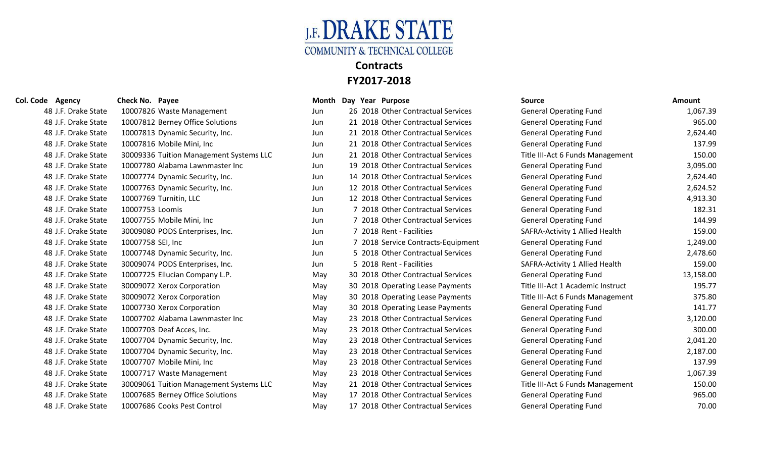# J.F. DRAKE STATE
## COMMUNITY & TECHNICAL COLLEGE

## Contracts
## FY2017-2018

| Col. Code | Agency | Check No. | Payee | Month | Day | Year | Purpose | Source | Amount |
|---|---|---|---|---|---|---|---|---|---|
| 48 | J.F. Drake State | 10007826 | Waste Management | Jun | 26 | 2018 | Other Contractual Services | General Operating Fund | 1,067.39 |
| 48 | J.F. Drake State | 10007812 | Berney Office Solutions | Jun | 21 | 2018 | Other Contractual Services | General Operating Fund | 965.00 |
| 48 | J.F. Drake State | 10007813 | Dynamic Security, Inc. | Jun | 21 | 2018 | Other Contractual Services | General Operating Fund | 2,624.40 |
| 48 | J.F. Drake State | 10007816 | Mobile Mini, Inc | Jun | 21 | 2018 | Other Contractual Services | General Operating Fund | 137.99 |
| 48 | J.F. Drake State | 30009336 | Tuition Management Systems LLC | Jun | 21 | 2018 | Other Contractual Services | Title III-Act 6 Funds Management | 150.00 |
| 48 | J.F. Drake State | 10007780 | Alabama Lawnmaster Inc | Jun | 19 | 2018 | Other Contractual Services | General Operating Fund | 3,095.00 |
| 48 | J.F. Drake State | 10007774 | Dynamic Security, Inc. | Jun | 14 | 2018 | Other Contractual Services | General Operating Fund | 2,624.40 |
| 48 | J.F. Drake State | 10007763 | Dynamic Security, Inc. | Jun | 12 | 2018 | Other Contractual Services | General Operating Fund | 2,624.52 |
| 48 | J.F. Drake State | 10007769 | Turnitin, LLC | Jun | 12 | 2018 | Other Contractual Services | General Operating Fund | 4,913.30 |
| 48 | J.F. Drake State | 10007753 | Loomis | Jun | 7 | 2018 | Other Contractual Services | General Operating Fund | 182.31 |
| 48 | J.F. Drake State | 10007755 | Mobile Mini, Inc | Jun | 7 | 2018 | Other Contractual Services | General Operating Fund | 144.99 |
| 48 | J.F. Drake State | 30009080 | PODS Enterprises, Inc. | Jun | 7 | 2018 | Rent - Facilities | SAFRA-Activity 1 Allied Health | 159.00 |
| 48 | J.F. Drake State | 10007758 | SEI, Inc | Jun | 7 | 2018 | Service Contracts-Equipment | General Operating Fund | 1,249.00 |
| 48 | J.F. Drake State | 10007748 | Dynamic Security, Inc. | Jun | 5 | 2018 | Other Contractual Services | General Operating Fund | 2,478.60 |
| 48 | J.F. Drake State | 30009074 | PODS Enterprises, Inc. | Jun | 5 | 2018 | Rent - Facilities | SAFRA-Activity 1 Allied Health | 159.00 |
| 48 | J.F. Drake State | 10007725 | Ellucian Company L.P. | May | 30 | 2018 | Other Contractual Services | General Operating Fund | 13,158.00 |
| 48 | J.F. Drake State | 30009072 | Xerox Corporation | May | 30 | 2018 | Operating Lease Payments | Title III-Act 1 Academic Instruct | 195.77 |
| 48 | J.F. Drake State | 30009072 | Xerox Corporation | May | 30 | 2018 | Operating Lease Payments | Title III-Act 6 Funds Management | 375.80 |
| 48 | J.F. Drake State | 10007730 | Xerox Corporation | May | 30 | 2018 | Operating Lease Payments | General Operating Fund | 141.77 |
| 48 | J.F. Drake State | 10007702 | Alabama Lawnmaster Inc | May | 23 | 2018 | Other Contractual Services | General Operating Fund | 3,120.00 |
| 48 | J.F. Drake State | 10007703 | Deaf Acces, Inc. | May | 23 | 2018 | Other Contractual Services | General Operating Fund | 300.00 |
| 48 | J.F. Drake State | 10007704 | Dynamic Security, Inc. | May | 23 | 2018 | Other Contractual Services | General Operating Fund | 2,041.20 |
| 48 | J.F. Drake State | 10007704 | Dynamic Security, Inc. | May | 23 | 2018 | Other Contractual Services | General Operating Fund | 2,187.00 |
| 48 | J.F. Drake State | 10007707 | Mobile Mini, Inc | May | 23 | 2018 | Other Contractual Services | General Operating Fund | 137.99 |
| 48 | J.F. Drake State | 10007717 | Waste Management | May | 23 | 2018 | Other Contractual Services | General Operating Fund | 1,067.39 |
| 48 | J.F. Drake State | 30009061 | Tuition Management Systems LLC | May | 21 | 2018 | Other Contractual Services | Title III-Act 6 Funds Management | 150.00 |
| 48 | J.F. Drake State | 10007685 | Berney Office Solutions | May | 17 | 2018 | Other Contractual Services | General Operating Fund | 965.00 |
| 48 | J.F. Drake State | 10007686 | Cooks Pest Control | May | 17 | 2018 | Other Contractual Services | General Operating Fund | 70.00 |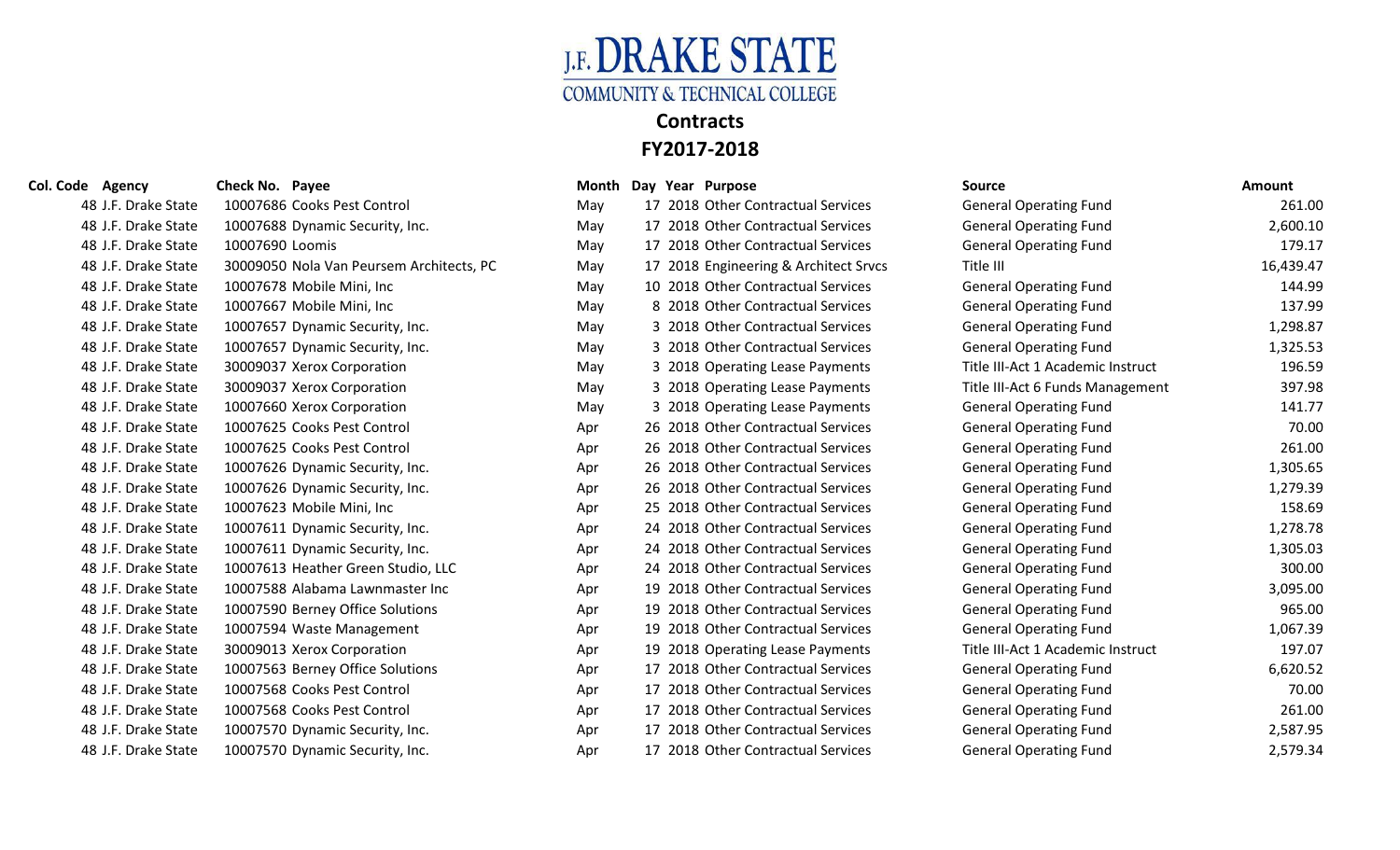# J.F. DRAKE STATE
## COMMUNITY & TECHNICAL COLLEGE

## Contracts
## FY2017-2018

| Col. Code | Agency | Check No. | Payee | Month | Day | Year | Purpose | Source | Amount |
|---|---|---|---|---|---|---|---|---|---|
| 48 | J.F. Drake State | 10007686 | Cooks Pest Control | May | 17 | 2018 | Other Contractual Services | General Operating Fund | 261.00 |
| 48 | J.F. Drake State | 10007688 | Dynamic Security, Inc. | May | 17 | 2018 | Other Contractual Services | General Operating Fund | 2,600.10 |
| 48 | J.F. Drake State | 10007690 | Loomis | May | 17 | 2018 | Other Contractual Services | General Operating Fund | 179.17 |
| 48 | J.F. Drake State | 30009050 | Nola Van Peursem Architects, PC | May | 17 | 2018 | Engineering & Architect Srvcs | Title III | 16,439.47 |
| 48 | J.F. Drake State | 10007678 | Mobile Mini, Inc | May | 10 | 2018 | Other Contractual Services | General Operating Fund | 144.99 |
| 48 | J.F. Drake State | 10007667 | Mobile Mini, Inc | May | 8 | 2018 | Other Contractual Services | General Operating Fund | 137.99 |
| 48 | J.F. Drake State | 10007657 | Dynamic Security, Inc. | May | 3 | 2018 | Other Contractual Services | General Operating Fund | 1,298.87 |
| 48 | J.F. Drake State | 10007657 | Dynamic Security, Inc. | May | 3 | 2018 | Other Contractual Services | General Operating Fund | 1,325.53 |
| 48 | J.F. Drake State | 30009037 | Xerox Corporation | May | 3 | 2018 | Operating Lease Payments | Title III-Act 1 Academic Instruct | 196.59 |
| 48 | J.F. Drake State | 30009037 | Xerox Corporation | May | 3 | 2018 | Operating Lease Payments | Title III-Act 6 Funds Management | 397.98 |
| 48 | J.F. Drake State | 10007660 | Xerox Corporation | May | 3 | 2018 | Operating Lease Payments | General Operating Fund | 141.77 |
| 48 | J.F. Drake State | 10007625 | Cooks Pest Control | Apr | 26 | 2018 | Other Contractual Services | General Operating Fund | 70.00 |
| 48 | J.F. Drake State | 10007625 | Cooks Pest Control | Apr | 26 | 2018 | Other Contractual Services | General Operating Fund | 261.00 |
| 48 | J.F. Drake State | 10007626 | Dynamic Security, Inc. | Apr | 26 | 2018 | Other Contractual Services | General Operating Fund | 1,305.65 |
| 48 | J.F. Drake State | 10007626 | Dynamic Security, Inc. | Apr | 26 | 2018 | Other Contractual Services | General Operating Fund | 1,279.39 |
| 48 | J.F. Drake State | 10007623 | Mobile Mini, Inc | Apr | 25 | 2018 | Other Contractual Services | General Operating Fund | 158.69 |
| 48 | J.F. Drake State | 10007611 | Dynamic Security, Inc. | Apr | 24 | 2018 | Other Contractual Services | General Operating Fund | 1,278.78 |
| 48 | J.F. Drake State | 10007611 | Dynamic Security, Inc. | Apr | 24 | 2018 | Other Contractual Services | General Operating Fund | 1,305.03 |
| 48 | J.F. Drake State | 10007613 | Heather Green Studio, LLC | Apr | 24 | 2018 | Other Contractual Services | General Operating Fund | 300.00 |
| 48 | J.F. Drake State | 10007588 | Alabama Lawnmaster Inc | Apr | 19 | 2018 | Other Contractual Services | General Operating Fund | 3,095.00 |
| 48 | J.F. Drake State | 10007590 | Berney Office Solutions | Apr | 19 | 2018 | Other Contractual Services | General Operating Fund | 965.00 |
| 48 | J.F. Drake State | 10007594 | Waste Management | Apr | 19 | 2018 | Other Contractual Services | General Operating Fund | 1,067.39 |
| 48 | J.F. Drake State | 30009013 | Xerox Corporation | Apr | 19 | 2018 | Operating Lease Payments | Title III-Act 1 Academic Instruct | 197.07 |
| 48 | J.F. Drake State | 10007563 | Berney Office Solutions | Apr | 17 | 2018 | Other Contractual Services | General Operating Fund | 6,620.52 |
| 48 | J.F. Drake State | 10007568 | Cooks Pest Control | Apr | 17 | 2018 | Other Contractual Services | General Operating Fund | 70.00 |
| 48 | J.F. Drake State | 10007568 | Cooks Pest Control | Apr | 17 | 2018 | Other Contractual Services | General Operating Fund | 261.00 |
| 48 | J.F. Drake State | 10007570 | Dynamic Security, Inc. | Apr | 17 | 2018 | Other Contractual Services | General Operating Fund | 2,587.95 |
| 48 | J.F. Drake State | 10007570 | Dynamic Security, Inc. | Apr | 17 | 2018 | Other Contractual Services | General Operating Fund | 2,579.34 |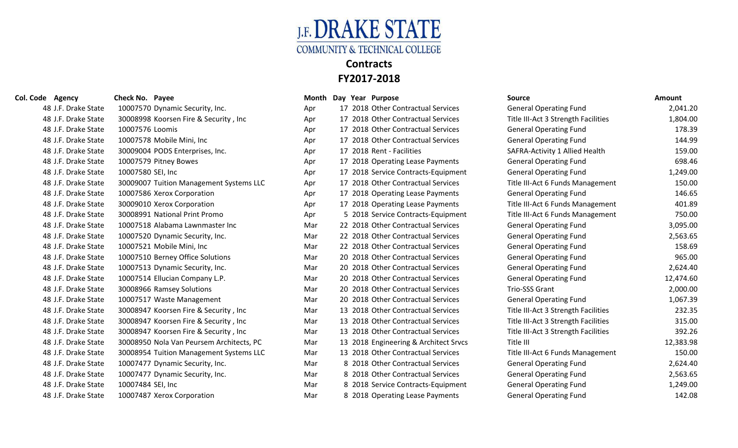J.F. DRAKE STATE
COMMUNITY & TECHNICAL COLLEGE

## Contracts
## FY2017-2018

| Col. Code | Agency | Check No. | Payee | Month | Day | Year | Purpose | Source | Amount |
|---|---|---|---|---|---|---|---|---|---|
| 48 | J.F. Drake State | 10007570 | Dynamic Security, Inc. | Apr | 17 | 2018 | Other Contractual Services | General Operating Fund | 2,041.20 |
| 48 | J.F. Drake State | 30008998 | Koorsen Fire & Security , Inc | Apr | 17 | 2018 | Other Contractual Services | Title III-Act 3 Strength Facilities | 1,804.00 |
| 48 | J.F. Drake State | 10007576 | Loomis | Apr | 17 | 2018 | Other Contractual Services | General Operating Fund | 178.39 |
| 48 | J.F. Drake State | 10007578 | Mobile Mini, Inc | Apr | 17 | 2018 | Other Contractual Services | General Operating Fund | 144.99 |
| 48 | J.F. Drake State | 30009004 | PODS Enterprises, Inc. | Apr | 17 | 2018 | Rent - Facilities | SAFRA-Activity 1 Allied Health | 159.00 |
| 48 | J.F. Drake State | 10007579 | Pitney Bowes | Apr | 17 | 2018 | Operating Lease Payments | General Operating Fund | 698.46 |
| 48 | J.F. Drake State | 10007580 | SEI, Inc | Apr | 17 | 2018 | Service Contracts-Equipment | General Operating Fund | 1,249.00 |
| 48 | J.F. Drake State | 30009007 | Tuition Management Systems LLC | Apr | 17 | 2018 | Other Contractual Services | Title III-Act 6 Funds Management | 150.00 |
| 48 | J.F. Drake State | 10007586 | Xerox Corporation | Apr | 17 | 2018 | Operating Lease Payments | General Operating Fund | 146.65 |
| 48 | J.F. Drake State | 30009010 | Xerox Corporation | Apr | 17 | 2018 | Operating Lease Payments | Title III-Act 6 Funds Management | 401.89 |
| 48 | J.F. Drake State | 30008991 | National Print Promo | Apr | 5 | 2018 | Service Contracts-Equipment | Title III-Act 6 Funds Management | 750.00 |
| 48 | J.F. Drake State | 10007518 | Alabama Lawnmaster Inc | Mar | 22 | 2018 | Other Contractual Services | General Operating Fund | 3,095.00 |
| 48 | J.F. Drake State | 10007520 | Dynamic Security, Inc. | Mar | 22 | 2018 | Other Contractual Services | General Operating Fund | 2,563.65 |
| 48 | J.F. Drake State | 10007521 | Mobile Mini, Inc | Mar | 22 | 2018 | Other Contractual Services | General Operating Fund | 158.69 |
| 48 | J.F. Drake State | 10007510 | Berney Office Solutions | Mar | 20 | 2018 | Other Contractual Services | General Operating Fund | 965.00 |
| 48 | J.F. Drake State | 10007513 | Dynamic Security, Inc. | Mar | 20 | 2018 | Other Contractual Services | General Operating Fund | 2,624.40 |
| 48 | J.F. Drake State | 10007514 | Ellucian Company L.P. | Mar | 20 | 2018 | Other Contractual Services | General Operating Fund | 12,474.60 |
| 48 | J.F. Drake State | 30008966 | Ramsey Solutions | Mar | 20 | 2018 | Other Contractual Services | Trio-SSS Grant | 2,000.00 |
| 48 | J.F. Drake State | 10007517 | Waste Management | Mar | 20 | 2018 | Other Contractual Services | General Operating Fund | 1,067.39 |
| 48 | J.F. Drake State | 30008947 | Koorsen Fire & Security , Inc | Mar | 13 | 2018 | Other Contractual Services | Title III-Act 3 Strength Facilities | 232.35 |
| 48 | J.F. Drake State | 30008947 | Koorsen Fire & Security , Inc | Mar | 13 | 2018 | Other Contractual Services | Title III-Act 3 Strength Facilities | 315.00 |
| 48 | J.F. Drake State | 30008947 | Koorsen Fire & Security , Inc | Mar | 13 | 2018 | Other Contractual Services | Title III-Act 3 Strength Facilities | 392.26 |
| 48 | J.F. Drake State | 30008950 | Nola Van Peursem Architects, PC | Mar | 13 | 2018 | Engineering & Architect Srvcs | Title III | 12,383.98 |
| 48 | J.F. Drake State | 30008954 | Tuition Management Systems LLC | Mar | 13 | 2018 | Other Contractual Services | Title III-Act 6 Funds Management | 150.00 |
| 48 | J.F. Drake State | 10007477 | Dynamic Security, Inc. | Mar | 8 | 2018 | Other Contractual Services | General Operating Fund | 2,624.40 |
| 48 | J.F. Drake State | 10007477 | Dynamic Security, Inc. | Mar | 8 | 2018 | Other Contractual Services | General Operating Fund | 2,563.65 |
| 48 | J.F. Drake State | 10007484 | SEI, Inc | Mar | 8 | 2018 | Service Contracts-Equipment | General Operating Fund | 1,249.00 |
| 48 | J.F. Drake State | 10007487 | Xerox Corporation | Mar | 8 | 2018 | Operating Lease Payments | General Operating Fund | 142.08 |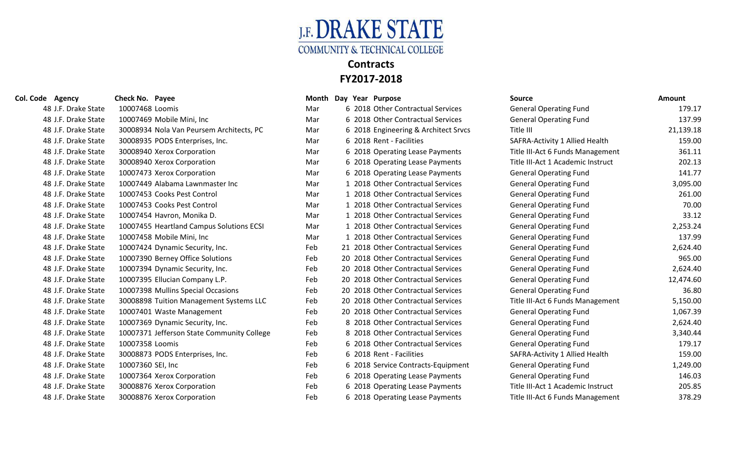# J.F. DRAKE STATE
## COMMUNITY & TECHNICAL COLLEGE

## Contracts
## FY2017-2018

| Col. Code | Agency | Check No. | Payee | Month | Day | Year | Purpose | Source | Amount |
|---|---|---|---|---|---|---|---|---|---|
| 48 | J.F. Drake State | 10007468 | Loomis | Mar | 6 | 2018 | Other Contractual Services | General Operating Fund | 179.17 |
| 48 | J.F. Drake State | 10007469 | Mobile Mini, Inc | Mar | 6 | 2018 | Other Contractual Services | General Operating Fund | 137.99 |
| 48 | J.F. Drake State | 30008934 | Nola Van Peursem Architects, PC | Mar | 6 | 2018 | Engineering & Architect Srvcs | Title III | 21,139.18 |
| 48 | J.F. Drake State | 30008935 | PODS Enterprises, Inc. | Mar | 6 | 2018 | Rent - Facilities | SAFRA-Activity 1 Allied Health | 159.00 |
| 48 | J.F. Drake State | 30008940 | Xerox Corporation | Mar | 6 | 2018 | Operating Lease Payments | Title III-Act 6 Funds Management | 361.11 |
| 48 | J.F. Drake State | 30008940 | Xerox Corporation | Mar | 6 | 2018 | Operating Lease Payments | Title III-Act 1 Academic Instruct | 202.13 |
| 48 | J.F. Drake State | 10007473 | Xerox Corporation | Mar | 6 | 2018 | Operating Lease Payments | General Operating Fund | 141.77 |
| 48 | J.F. Drake State | 10007449 | Alabama Lawnmaster Inc | Mar | 1 | 2018 | Other Contractual Services | General Operating Fund | 3,095.00 |
| 48 | J.F. Drake State | 10007453 | Cooks Pest Control | Mar | 1 | 2018 | Other Contractual Services | General Operating Fund | 261.00 |
| 48 | J.F. Drake State | 10007453 | Cooks Pest Control | Mar | 1 | 2018 | Other Contractual Services | General Operating Fund | 70.00 |
| 48 | J.F. Drake State | 10007454 | Havron, Monika D. | Mar | 1 | 2018 | Other Contractual Services | General Operating Fund | 33.12 |
| 48 | J.F. Drake State | 10007455 | Heartland Campus Solutions ECSI | Mar | 1 | 2018 | Other Contractual Services | General Operating Fund | 2,253.24 |
| 48 | J.F. Drake State | 10007458 | Mobile Mini, Inc | Mar | 1 | 2018 | Other Contractual Services | General Operating Fund | 137.99 |
| 48 | J.F. Drake State | 10007424 | Dynamic Security, Inc. | Feb | 21 | 2018 | Other Contractual Services | General Operating Fund | 2,624.40 |
| 48 | J.F. Drake State | 10007390 | Berney Office Solutions | Feb | 20 | 2018 | Other Contractual Services | General Operating Fund | 965.00 |
| 48 | J.F. Drake State | 10007394 | Dynamic Security, Inc. | Feb | 20 | 2018 | Other Contractual Services | General Operating Fund | 2,624.40 |
| 48 | J.F. Drake State | 10007395 | Ellucian Company L.P. | Feb | 20 | 2018 | Other Contractual Services | General Operating Fund | 12,474.60 |
| 48 | J.F. Drake State | 10007398 | Mullins Special Occasions | Feb | 20 | 2018 | Other Contractual Services | General Operating Fund | 36.80 |
| 48 | J.F. Drake State | 30008898 | Tuition Management Systems LLC | Feb | 20 | 2018 | Other Contractual Services | Title III-Act 6 Funds Management | 5,150.00 |
| 48 | J.F. Drake State | 10007401 | Waste Management | Feb | 20 | 2018 | Other Contractual Services | General Operating Fund | 1,067.39 |
| 48 | J.F. Drake State | 10007369 | Dynamic Security, Inc. | Feb | 8 | 2018 | Other Contractual Services | General Operating Fund | 2,624.40 |
| 48 | J.F. Drake State | 10007371 | Jefferson State Community College | Feb | 8 | 2018 | Other Contractual Services | General Operating Fund | 3,340.44 |
| 48 | J.F. Drake State | 10007358 | Loomis | Feb | 6 | 2018 | Other Contractual Services | General Operating Fund | 179.17 |
| 48 | J.F. Drake State | 30008873 | PODS Enterprises, Inc. | Feb | 6 | 2018 | Rent - Facilities | SAFRA-Activity 1 Allied Health | 159.00 |
| 48 | J.F. Drake State | 10007360 | SEI, Inc | Feb | 6 | 2018 | Service Contracts-Equipment | General Operating Fund | 1,249.00 |
| 48 | J.F. Drake State | 10007364 | Xerox Corporation | Feb | 6 | 2018 | Operating Lease Payments | General Operating Fund | 146.03 |
| 48 | J.F. Drake State | 30008876 | Xerox Corporation | Feb | 6 | 2018 | Operating Lease Payments | Title III-Act 1 Academic Instruct | 205.85 |
| 48 | J.F. Drake State | 30008876 | Xerox Corporation | Feb | 6 | 2018 | Operating Lease Payments | Title III-Act 6 Funds Management | 378.29 |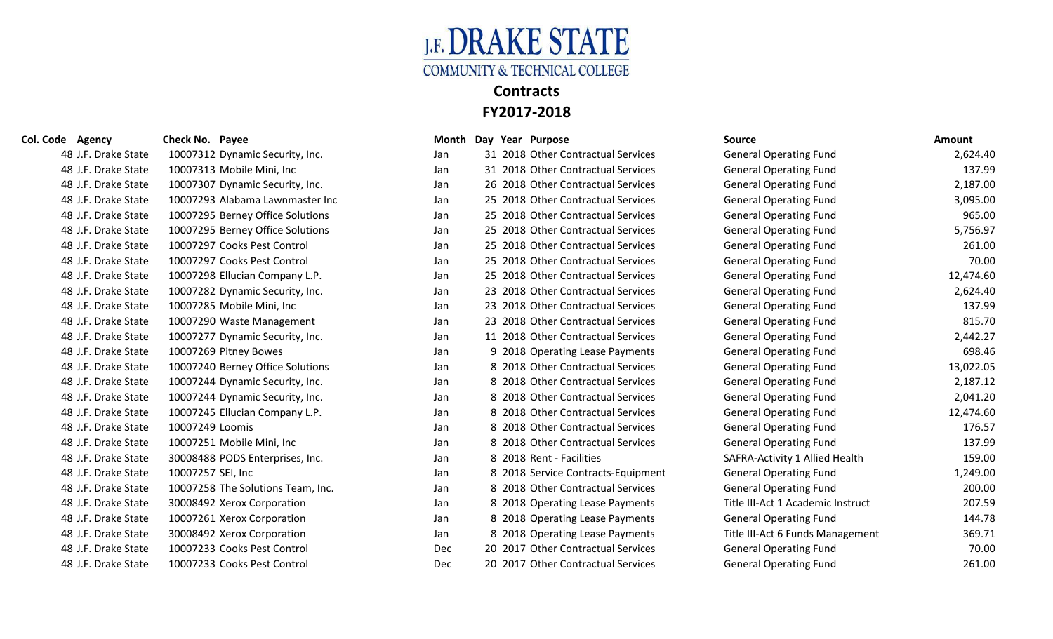# J.F. DRAKE STATE
## COMMUNITY & TECHNICAL COLLEGE

## Contracts
## FY2017-2018

| Col. Code | Agency | Check No. | Payee | Month | Day | Year | Purpose | Source | Amount |
|---|---|---|---|---|---|---|---|---|---|
| 48 | J.F. Drake State | 10007312 | Dynamic Security, Inc. | Jan | 31 | 2018 | Other Contractual Services | General Operating Fund | 2,624.40 |
| 48 | J.F. Drake State | 10007313 | Mobile Mini, Inc | Jan | 31 | 2018 | Other Contractual Services | General Operating Fund | 137.99 |
| 48 | J.F. Drake State | 10007307 | Dynamic Security, Inc. | Jan | 26 | 2018 | Other Contractual Services | General Operating Fund | 2,187.00 |
| 48 | J.F. Drake State | 10007293 | Alabama Lawnmaster Inc | Jan | 25 | 2018 | Other Contractual Services | General Operating Fund | 3,095.00 |
| 48 | J.F. Drake State | 10007295 | Berney Office Solutions | Jan | 25 | 2018 | Other Contractual Services | General Operating Fund | 965.00 |
| 48 | J.F. Drake State | 10007295 | Berney Office Solutions | Jan | 25 | 2018 | Other Contractual Services | General Operating Fund | 5,756.97 |
| 48 | J.F. Drake State | 10007297 | Cooks Pest Control | Jan | 25 | 2018 | Other Contractual Services | General Operating Fund | 261.00 |
| 48 | J.F. Drake State | 10007297 | Cooks Pest Control | Jan | 25 | 2018 | Other Contractual Services | General Operating Fund | 70.00 |
| 48 | J.F. Drake State | 10007298 | Ellucian Company L.P. | Jan | 25 | 2018 | Other Contractual Services | General Operating Fund | 12,474.60 |
| 48 | J.F. Drake State | 10007282 | Dynamic Security, Inc. | Jan | 23 | 2018 | Other Contractual Services | General Operating Fund | 2,624.40 |
| 48 | J.F. Drake State | 10007285 | Mobile Mini, Inc | Jan | 23 | 2018 | Other Contractual Services | General Operating Fund | 137.99 |
| 48 | J.F. Drake State | 10007290 | Waste Management | Jan | 23 | 2018 | Other Contractual Services | General Operating Fund | 815.70 |
| 48 | J.F. Drake State | 10007277 | Dynamic Security, Inc. | Jan | 11 | 2018 | Other Contractual Services | General Operating Fund | 2,442.27 |
| 48 | J.F. Drake State | 10007269 | Pitney Bowes | Jan | 9 | 2018 | Operating Lease Payments | General Operating Fund | 698.46 |
| 48 | J.F. Drake State | 10007240 | Berney Office Solutions | Jan | 8 | 2018 | Other Contractual Services | General Operating Fund | 13,022.05 |
| 48 | J.F. Drake State | 10007244 | Dynamic Security, Inc. | Jan | 8 | 2018 | Other Contractual Services | General Operating Fund | 2,187.12 |
| 48 | J.F. Drake State | 10007244 | Dynamic Security, Inc. | Jan | 8 | 2018 | Other Contractual Services | General Operating Fund | 2,041.20 |
| 48 | J.F. Drake State | 10007245 | Ellucian Company L.P. | Jan | 8 | 2018 | Other Contractual Services | General Operating Fund | 12,474.60 |
| 48 | J.F. Drake State | 10007249 | Loomis | Jan | 8 | 2018 | Other Contractual Services | General Operating Fund | 176.57 |
| 48 | J.F. Drake State | 10007251 | Mobile Mini, Inc | Jan | 8 | 2018 | Other Contractual Services | General Operating Fund | 137.99 |
| 48 | J.F. Drake State | 30008488 | PODS Enterprises, Inc. | Jan | 8 | 2018 | Rent - Facilities | SAFRA-Activity 1 Allied Health | 159.00 |
| 48 | J.F. Drake State | 10007257 | SEI, Inc | Jan | 8 | 2018 | Service Contracts-Equipment | General Operating Fund | 1,249.00 |
| 48 | J.F. Drake State | 10007258 | The Solutions Team, Inc. | Jan | 8 | 2018 | Other Contractual Services | General Operating Fund | 200.00 |
| 48 | J.F. Drake State | 30008492 | Xerox Corporation | Jan | 8 | 2018 | Operating Lease Payments | Title III-Act 1 Academic Instruct | 207.59 |
| 48 | J.F. Drake State | 10007261 | Xerox Corporation | Jan | 8 | 2018 | Operating Lease Payments | General Operating Fund | 144.78 |
| 48 | J.F. Drake State | 30008492 | Xerox Corporation | Jan | 8 | 2018 | Operating Lease Payments | Title III-Act 6 Funds Management | 369.71 |
| 48 | J.F. Drake State | 10007233 | Cooks Pest Control | Dec | 20 | 2017 | Other Contractual Services | General Operating Fund | 70.00 |
| 48 | J.F. Drake State | 10007233 | Cooks Pest Control | Dec | 20 | 2017 | Other Contractual Services | General Operating Fund | 261.00 |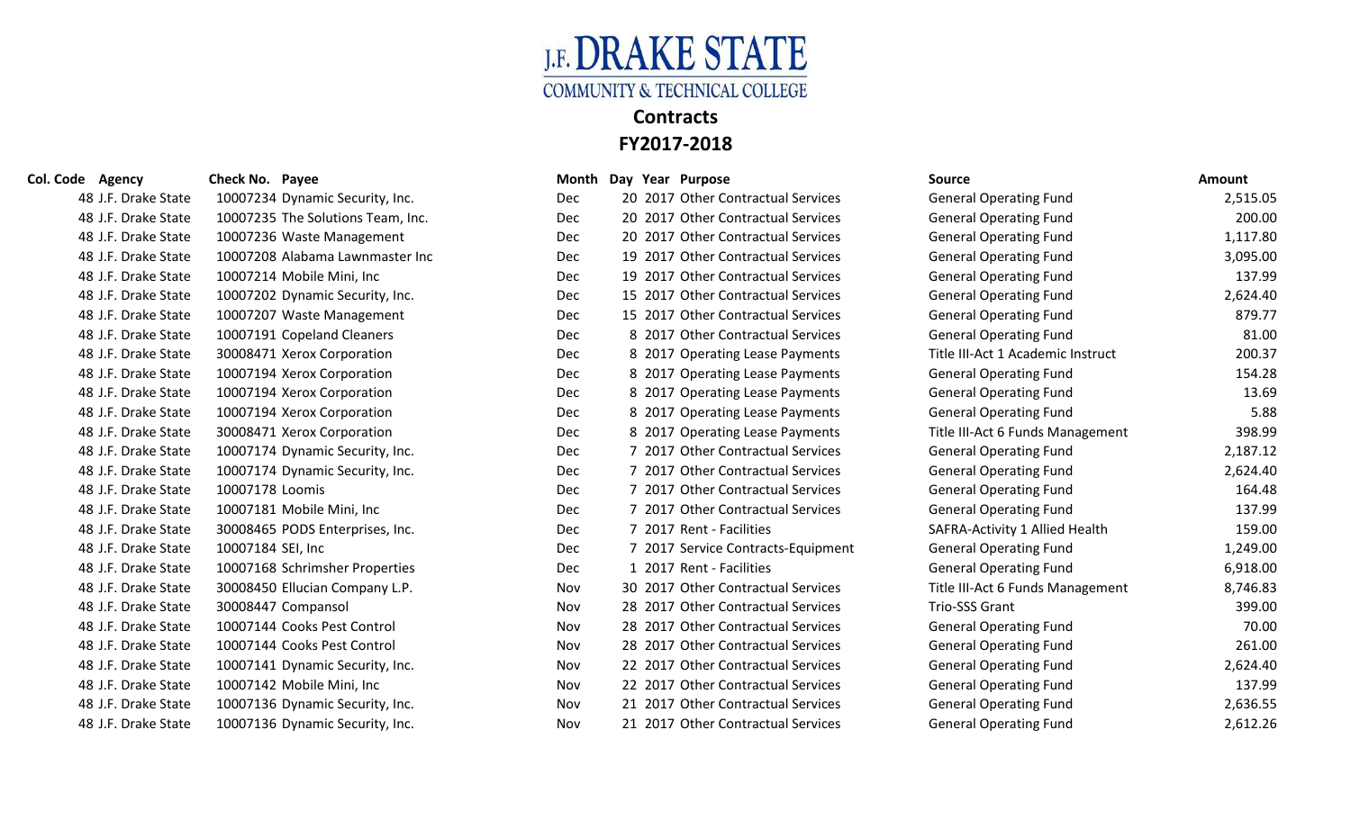# J.F. DRAKE STATE COMMUNITY & TECHNICAL COLLEGE

## Contracts

## FY2017-2018

| Col. Code | Agency | Check No. | Payee | Month | Day | Year | Purpose | Source | Amount |
|---|---|---|---|---|---|---|---|---|---|
| 48 | J.F. Drake State | 10007234 | Dynamic Security, Inc. | Dec | 20 | 2017 | Other Contractual Services | General Operating Fund | 2,515.05 |
| 48 | J.F. Drake State | 10007235 | The Solutions Team, Inc. | Dec | 20 | 2017 | Other Contractual Services | General Operating Fund | 200.00 |
| 48 | J.F. Drake State | 10007236 | Waste Management | Dec | 20 | 2017 | Other Contractual Services | General Operating Fund | 1,117.80 |
| 48 | J.F. Drake State | 10007208 | Alabama Lawnmaster Inc | Dec | 19 | 2017 | Other Contractual Services | General Operating Fund | 3,095.00 |
| 48 | J.F. Drake State | 10007214 | Mobile Mini, Inc | Dec | 19 | 2017 | Other Contractual Services | General Operating Fund | 137.99 |
| 48 | J.F. Drake State | 10007202 | Dynamic Security, Inc. | Dec | 15 | 2017 | Other Contractual Services | General Operating Fund | 2,624.40 |
| 48 | J.F. Drake State | 10007207 | Waste Management | Dec | 15 | 2017 | Other Contractual Services | General Operating Fund | 879.77 |
| 48 | J.F. Drake State | 10007191 | Copeland Cleaners | Dec | 8 | 2017 | Other Contractual Services | General Operating Fund | 81.00 |
| 48 | J.F. Drake State | 30008471 | Xerox Corporation | Dec | 8 | 2017 | Operating Lease Payments | Title III-Act 1 Academic Instruct | 200.37 |
| 48 | J.F. Drake State | 10007194 | Xerox Corporation | Dec | 8 | 2017 | Operating Lease Payments | General Operating Fund | 154.28 |
| 48 | J.F. Drake State | 10007194 | Xerox Corporation | Dec | 8 | 2017 | Operating Lease Payments | General Operating Fund | 13.69 |
| 48 | J.F. Drake State | 10007194 | Xerox Corporation | Dec | 8 | 2017 | Operating Lease Payments | General Operating Fund | 5.88 |
| 48 | J.F. Drake State | 30008471 | Xerox Corporation | Dec | 8 | 2017 | Operating Lease Payments | Title III-Act 6 Funds Management | 398.99 |
| 48 | J.F. Drake State | 10007174 | Dynamic Security, Inc. | Dec | 7 | 2017 | Other Contractual Services | General Operating Fund | 2,187.12 |
| 48 | J.F. Drake State | 10007174 | Dynamic Security, Inc. | Dec | 7 | 2017 | Other Contractual Services | General Operating Fund | 2,624.40 |
| 48 | J.F. Drake State | 10007178 | Loomis | Dec | 7 | 2017 | Other Contractual Services | General Operating Fund | 164.48 |
| 48 | J.F. Drake State | 10007181 | Mobile Mini, Inc | Dec | 7 | 2017 | Other Contractual Services | General Operating Fund | 137.99 |
| 48 | J.F. Drake State | 30008465 | PODS Enterprises, Inc. | Dec | 7 | 2017 | Rent - Facilities | SAFRA-Activity 1 Allied Health | 159.00 |
| 48 | J.F. Drake State | 10007184 | SEI, Inc | Dec | 7 | 2017 | Service Contracts-Equipment | General Operating Fund | 1,249.00 |
| 48 | J.F. Drake State | 10007168 | Schrimsher Properties | Dec | 1 | 2017 | Rent - Facilities | General Operating Fund | 6,918.00 |
| 48 | J.F. Drake State | 30008450 | Ellucian Company L.P. | Nov | 30 | 2017 | Other Contractual Services | Title III-Act 6 Funds Management | 8,746.83 |
| 48 | J.F. Drake State | 30008447 | Compansol | Nov | 28 | 2017 | Other Contractual Services | Trio-SSS Grant | 399.00 |
| 48 | J.F. Drake State | 10007144 | Cooks Pest Control | Nov | 28 | 2017 | Other Contractual Services | General Operating Fund | 70.00 |
| 48 | J.F. Drake State | 10007144 | Cooks Pest Control | Nov | 28 | 2017 | Other Contractual Services | General Operating Fund | 261.00 |
| 48 | J.F. Drake State | 10007141 | Dynamic Security, Inc. | Nov | 22 | 2017 | Other Contractual Services | General Operating Fund | 2,624.40 |
| 48 | J.F. Drake State | 10007142 | Mobile Mini, Inc | Nov | 22 | 2017 | Other Contractual Services | General Operating Fund | 137.99 |
| 48 | J.F. Drake State | 10007136 | Dynamic Security, Inc. | Nov | 21 | 2017 | Other Contractual Services | General Operating Fund | 2,636.55 |
| 48 | J.F. Drake State | 10007136 | Dynamic Security, Inc. | Nov | 21 | 2017 | Other Contractual Services | General Operating Fund | 2,612.26 |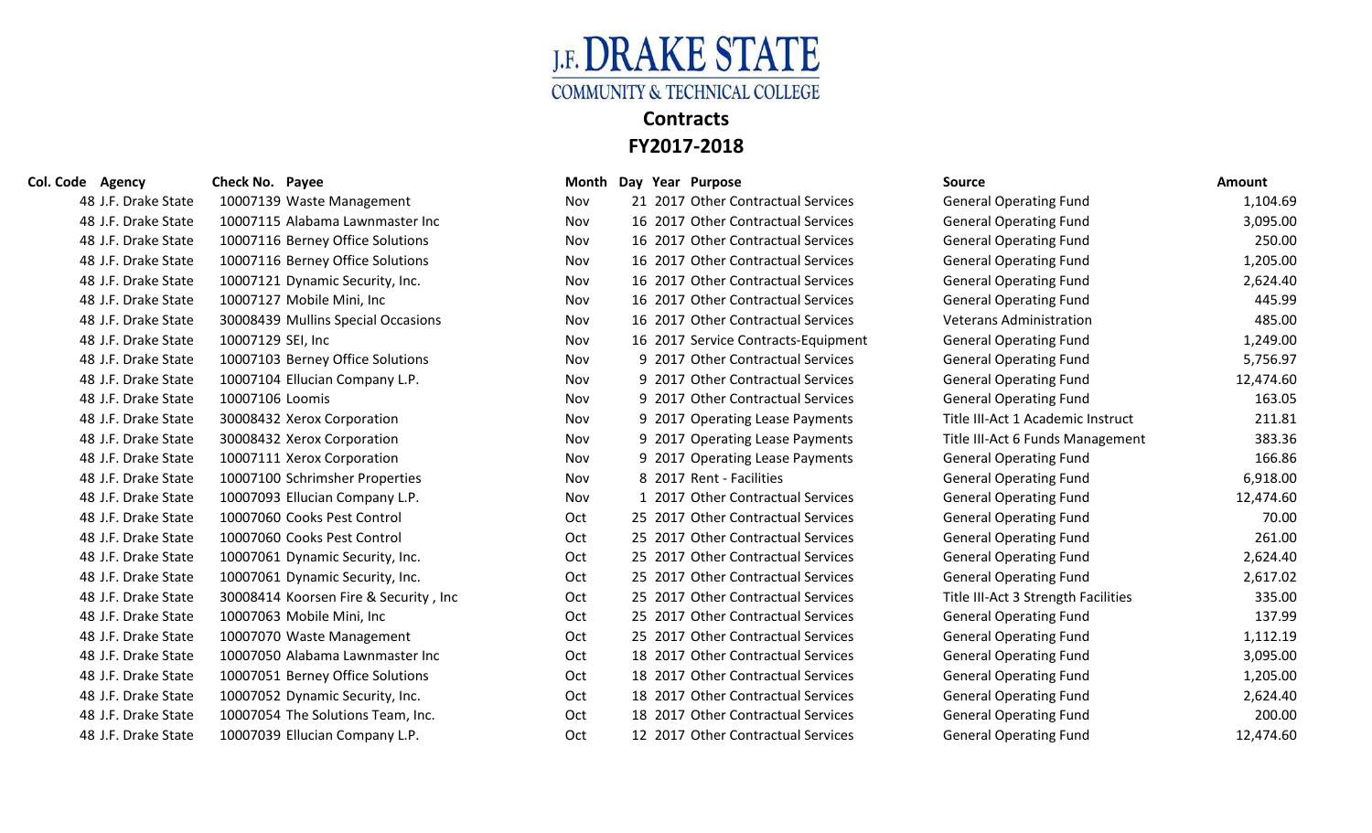# J.F. DRAKE STATE
## COMMUNITY & TECHNICAL COLLEGE

## Contracts
## FY2017-2018

| Col. Code | Agency | Check No. | Payee | Month | Day | Year | Purpose | Source | Amount |
|---|---|---|---|---|---|---|---|---|---|
| 48 | J.F. Drake State | 10007139 | Waste Management | Nov | 21 | 2017 | Other Contractual Services | General Operating Fund | 1,104.69 |
| 48 | J.F. Drake State | 10007115 | Alabama Lawnmaster Inc | Nov | 16 | 2017 | Other Contractual Services | General Operating Fund | 3,095.00 |
| 48 | J.F. Drake State | 10007116 | Berney Office Solutions | Nov | 16 | 2017 | Other Contractual Services | General Operating Fund | 250.00 |
| 48 | J.F. Drake State | 10007116 | Berney Office Solutions | Nov | 16 | 2017 | Other Contractual Services | General Operating Fund | 1,205.00 |
| 48 | J.F. Drake State | 10007121 | Dynamic Security, Inc. | Nov | 16 | 2017 | Other Contractual Services | General Operating Fund | 2,624.40 |
| 48 | J.F. Drake State | 10007127 | Mobile Mini, Inc | Nov | 16 | 2017 | Other Contractual Services | General Operating Fund | 445.99 |
| 48 | J.F. Drake State | 30008439 | Mullins Special Occasions | Nov | 16 | 2017 | Other Contractual Services | Veterans Administration | 485.00 |
| 48 | J.F. Drake State | 10007129 | SEI, Inc | Nov | 16 | 2017 | Service Contracts-Equipment | General Operating Fund | 1,249.00 |
| 48 | J.F. Drake State | 10007103 | Berney Office Solutions | Nov | 9 | 2017 | Other Contractual Services | General Operating Fund | 5,756.97 |
| 48 | J.F. Drake State | 10007104 | Ellucian Company L.P. | Nov | 9 | 2017 | Other Contractual Services | General Operating Fund | 12,474.60 |
| 48 | J.F. Drake State | 10007106 | Loomis | Nov | 9 | 2017 | Other Contractual Services | General Operating Fund | 163.05 |
| 48 | J.F. Drake State | 30008432 | Xerox Corporation | Nov | 9 | 2017 | Operating Lease Payments | Title III-Act 1 Academic Instruct | 211.81 |
| 48 | J.F. Drake State | 30008432 | Xerox Corporation | Nov | 9 | 2017 | Operating Lease Payments | Title III-Act 6 Funds Management | 383.36 |
| 48 | J.F. Drake State | 10007111 | Xerox Corporation | Nov | 9 | 2017 | Operating Lease Payments | General Operating Fund | 166.86 |
| 48 | J.F. Drake State | 10007100 | Schrimsher Properties | Nov | 8 | 2017 | Rent - Facilities | General Operating Fund | 6,918.00 |
| 48 | J.F. Drake State | 10007093 | Ellucian Company L.P. | Nov | 1 | 2017 | Other Contractual Services | General Operating Fund | 12,474.60 |
| 48 | J.F. Drake State | 10007060 | Cooks Pest Control | Oct | 25 | 2017 | Other Contractual Services | General Operating Fund | 70.00 |
| 48 | J.F. Drake State | 10007060 | Cooks Pest Control | Oct | 25 | 2017 | Other Contractual Services | General Operating Fund | 261.00 |
| 48 | J.F. Drake State | 10007061 | Dynamic Security, Inc. | Oct | 25 | 2017 | Other Contractual Services | General Operating Fund | 2,624.40 |
| 48 | J.F. Drake State | 10007061 | Dynamic Security, Inc. | Oct | 25 | 2017 | Other Contractual Services | General Operating Fund | 2,617.02 |
| 48 | J.F. Drake State | 30008414 | Koorsen Fire & Security , Inc | Oct | 25 | 2017 | Other Contractual Services | Title III-Act 3 Strength Facilities | 335.00 |
| 48 | J.F. Drake State | 10007063 | Mobile Mini, Inc | Oct | 25 | 2017 | Other Contractual Services | General Operating Fund | 137.99 |
| 48 | J.F. Drake State | 10007070 | Waste Management | Oct | 25 | 2017 | Other Contractual Services | General Operating Fund | 1,112.19 |
| 48 | J.F. Drake State | 10007050 | Alabama Lawnmaster Inc | Oct | 18 | 2017 | Other Contractual Services | General Operating Fund | 3,095.00 |
| 48 | J.F. Drake State | 10007051 | Berney Office Solutions | Oct | 18 | 2017 | Other Contractual Services | General Operating Fund | 1,205.00 |
| 48 | J.F. Drake State | 10007052 | Dynamic Security, Inc. | Oct | 18 | 2017 | Other Contractual Services | General Operating Fund | 2,624.40 |
| 48 | J.F. Drake State | 10007054 | The Solutions Team, Inc. | Oct | 18 | 2017 | Other Contractual Services | General Operating Fund | 200.00 |
| 48 | J.F. Drake State | 10007039 | Ellucian Company L.P. | Oct | 12 | 2017 | Other Contractual Services | General Operating Fund | 12,474.60 |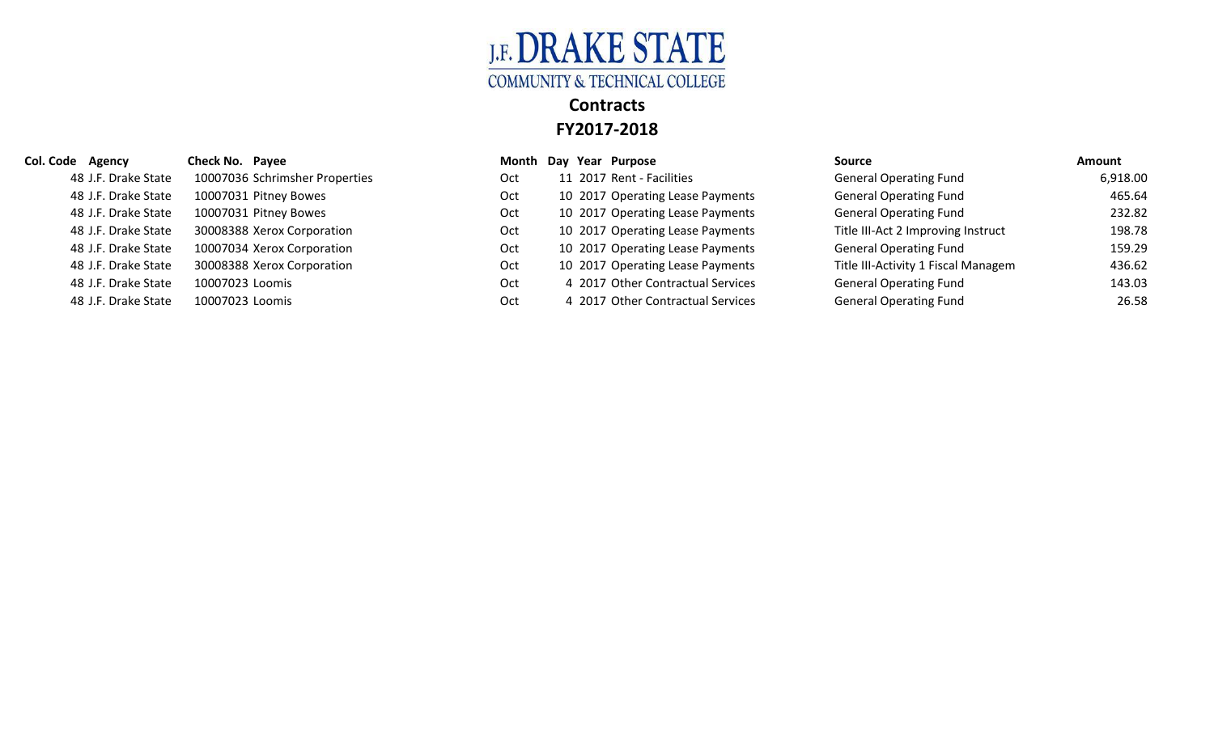# J.F. DRAKE STATE

## COMMUNITY & TECHNICAL COLLEGE

## Contracts

## FY2017-2018

| Col. Code | Agency | Check No. | Payee | Month | Day | Year | Purpose | Source | Amount |
|---|---|---|---|---|---|---|---|---|---|
| 48 | J.F. Drake State | 10007036 | Schrimsher Properties | Oct | 11 | 2017 | Rent - Facilities | General Operating Fund | 6,918.00 |
| 48 | J.F. Drake State | 10007031 | Pitney Bowes | Oct | 10 | 2017 | Operating Lease Payments | General Operating Fund | 465.64 |
| 48 | J.F. Drake State | 10007031 | Pitney Bowes | Oct | 10 | 2017 | Operating Lease Payments | General Operating Fund | 232.82 |
| 48 | J.F. Drake State | 30008388 | Xerox Corporation | Oct | 10 | 2017 | Operating Lease Payments | Title III-Act 2 Improving Instruct | 198.78 |
| 48 | J.F. Drake State | 10007034 | Xerox Corporation | Oct | 10 | 2017 | Operating Lease Payments | General Operating Fund | 159.29 |
| 48 | J.F. Drake State | 30008388 | Xerox Corporation | Oct | 10 | 2017 | Operating Lease Payments | Title III-Activity 1 Fiscal Managem | 436.62 |
| 48 | J.F. Drake State | 10007023 | Loomis | Oct | 4 | 2017 | Other Contractual Services | General Operating Fund | 143.03 |
| 48 | J.F. Drake State | 10007023 | Loomis | Oct | 4 | 2017 | Other Contractual Services | General Operating Fund | 26.58 |